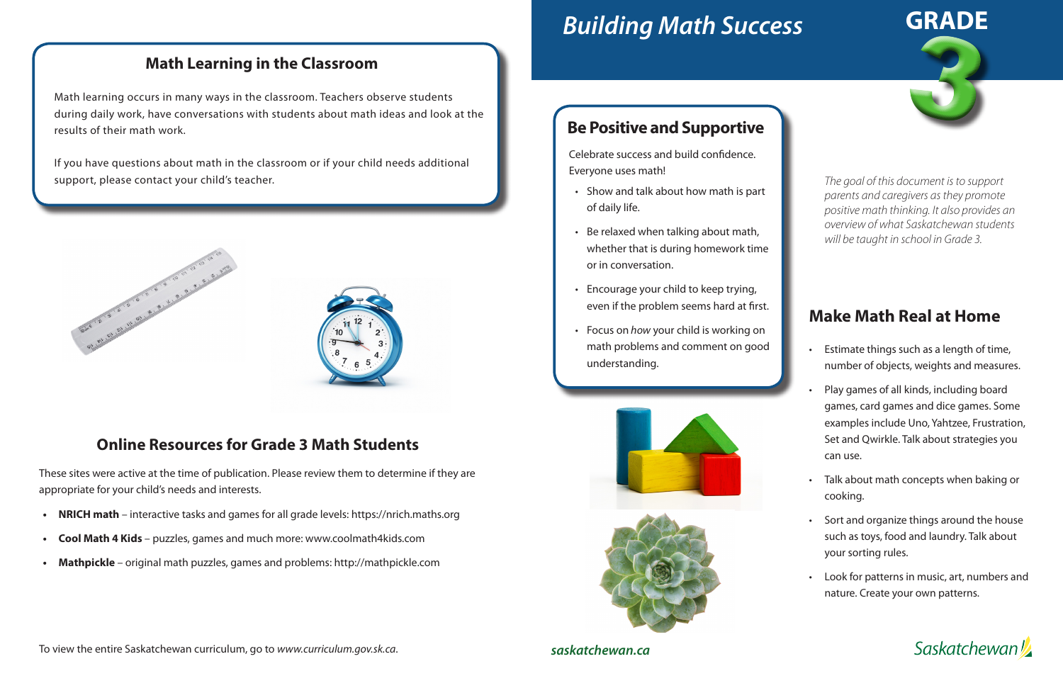# Building Math Success

# GRADE 3

*The goal of this document is to support parents and caregivers as they promote positive math thinking. It also provides an overview of what Saskatchewan students will be taught in school in Grade 3.*

## Be Positive and Supportive

Celebrate success and build confidence. Everyone uses math!

- Show and talk about how math is part of daily life.
- Be relaxed when talking about math, whether that is during homework time or in conversation.
- Encourage your child to keep trying, even if the problem seems hard at first.
- Focus on *how* your child is working on math problems and comment on good understanding.

## Make Math Real at Home

- Estimate things such as a length of time, number of objects, weights and measures.
- Play games of all kinds, including board games, card games and dice games. Some examples include Uno, Yahtzee, Frustration, Set and Qwirkle. Talk about strategies you can use.
- Talk about math concepts when baking or cooking.
- Sort and organize things around the house such as toys, food and laundry. Talk about your sorting rules.
- Look for patterns in music, art, numbers and nature. Create your own patterns.

## Math Learning in the Classroom

Math learning occurs in many ways in the classroom. Teachers observe students during daily work, have conversations with students about math ideas and look at the results of their math work.

If you have questions about math in the classroom or if your child needs additional support, please contact your child's teacher.

## Online Resources for Grade 3 Math Students

These sites were active at the time of publication. Please review them to determine if they are appropriate for your child's needs and interests.

- **NRICH math** – interactive tasks and games for all grade levels: https://nrich.maths.org
- **Cool Math 4 Kids** – puzzles, games and much more: www.coolmath4kids.com
- **Mathpickle** – original math puzzles, games and problems: http://mathpickle.com

To view the entire Saskatchewan curriculum, go to *www.curriculum.gov.sk.ca*.

***saskatchewan.ca***

Saskatchewan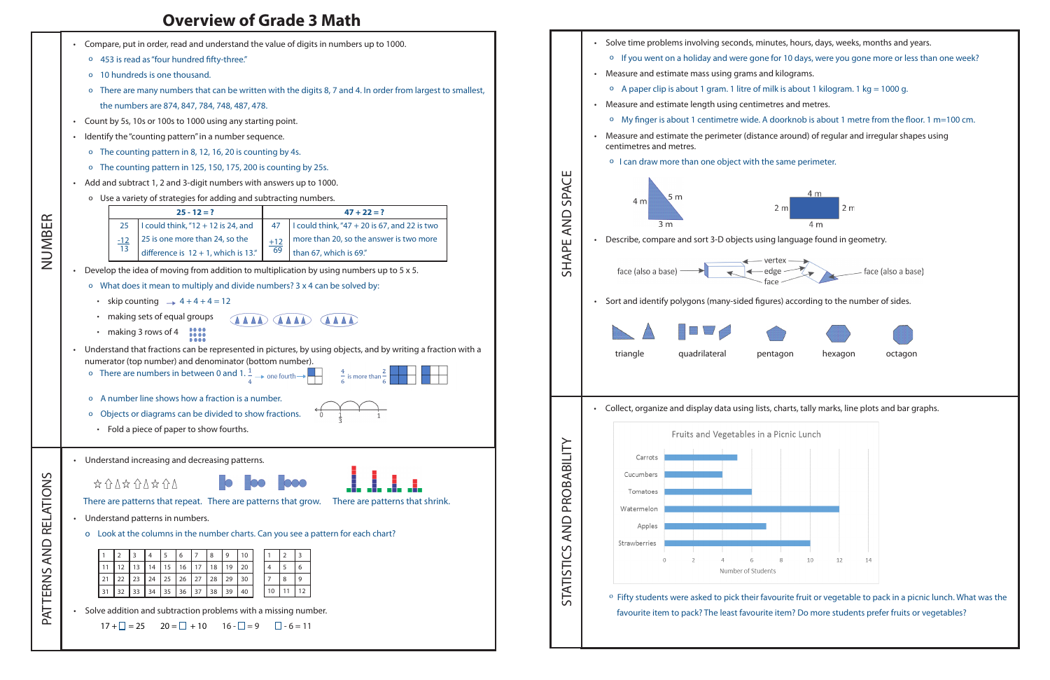# Overview of Grade 3 Math

## NUMBER

- Compare, put in order, read and understand the value of digits in numbers up to 1000.
  - 453 is read as "four hundred fifty-three."
  - 10 hundreds is one thousand.
  - There are many numbers that can be written with the digits 8, 7 and 4. In order from largest to smallest, the numbers are 874, 847, 784, 748, 487, 478.
- Count by 5s, 10s or 100s to 1000 using any starting point.
- Identify the "counting pattern" in a number sequence.
  - The counting pattern in 8, 12, 16, 20 is counting by 4s.
  - The counting pattern in 125, 150, 175, 200 is counting by 25s.
- Add and subtract 1, 2 and 3-digit numbers with answers up to 1000.
  - Use a variety of strategies for adding and subtracting numbers.

| 25 - 12 = ? | | 47 + 22 = ? | |
|---|---|---|---|
| 25 <br> -12 <br> 13 | I could think, "12 + 12 is 24, and 25 is one more than 24, so the difference is 12 + 1, which is 13." | 47 <br> +12 <br> 69 | I could think, "47 + 20 is 67, and 22 is two more than 20, so the answer is two more than 67, which is 69." |

- Develop the idea of moving from addition to multiplication by using numbers up to 5 x 5.
  - What does it mean to multiply and divide numbers? 3 x 4 can be solved by:
    - skip counting → 4 + 4 + 4 = 12
    - making sets of equal groups
    - making 3 rows of 4
- Understand that fractions can be represented in pictures, by using objects, and by writing a fraction with a numerator (top number) and denominator (bottom number).
  - There are numbers in between 0 and 1. $\frac{1}{4}$ → one fourth → 
  
    $\frac{4}{6}$ is more than $\frac{2}{6}$
  - A number line shows how a fraction is a number.

    0 $\frac{1}{3}$ 1
  - Objects or diagrams can be divided to show fractions.
    - Fold a piece of paper to show fourths.

## PATTERNS AND RELATIONS

- Understand increasing and decreasing patterns.

  There are patterns that repeat. There are patterns that grow. There are patterns that shrink.
- Understand patterns in numbers.
  - Look at the columns in the number charts. Can you see a pattern for each chart?

| | | | | | | | | | |
|---|---|---|---|---|---|---|---|---|---|
| 1 | 2 | 3 | 4 | 5 | 6 | 7 | 8 | 9 | 10 |
| 11 | 12 | 13 | 14 | 15 | 16 | 17 | 18 | 19 | 20 |
| 21 | 22 | 23 | 24 | 25 | 26 | 27 | 28 | 29 | 30 |
| 31 | 32 | 33 | 34 | 35 | 36 | 37 | 38 | 39 | 40 |

| | | |
|---|---|---|
| 1 | 2 | 3 |
| 4 | 5 | 6 |
| 7 | 8 | 9 |
| 10 | 11 | 12 |

- Solve addition and subtraction problems with a missing number.

  17 + □ = 25   20 = □ + 10   16 - □ = 9   □ - 6 = 11

## SHAPE AND SPACE

- Solve time problems involving seconds, minutes, hours, days, weeks, months and years.
  - If you went on a holiday and were gone for 10 days, were you gone more or less than one week?
- Measure and estimate mass using grams and kilograms.
  - A paper clip is about 1 gram. 1 litre of milk is about 1 kilogram. 1 kg = 1000 g.
- Measure and estimate length using centimetres and metres.
  - My finger is about 1 centimetre wide. A doorknob is about 1 metre from the floor. 1 m=100 cm.
- Measure and estimate the perimeter (distance around) of regular and irregular shapes using centimetres and metres.
  - I can draw more than one object with the same perimeter.

4 m 5 m 3 m    4 m 2 m 2 m 4 m

- Describe, compare and sort 3-D objects using language found in geometry.

face (also a base) vertex edge face face (also a base)

- Sort and identify polygons (many-sided figures) according to the number of sides.

triangle quadrilateral pentagon hexagon octagon

## STATISTICS AND PROBABILITY

- Collect, organize and display data using lists, charts, tally marks, line plots and bar graphs.

Fruits and Vegetables in a Picnic Lunch

Carrots
Cucumbers
Tomatoes
Watermelon
Apples
Strawberries

0 2 4 6 8 10 12 14

Number of Students

  - Fifty students were asked to pick their favourite fruit or vegetable to pack in a picnic lunch. What was the favourite item to pack? The least favourite item? Do more students prefer fruits or vegetables?